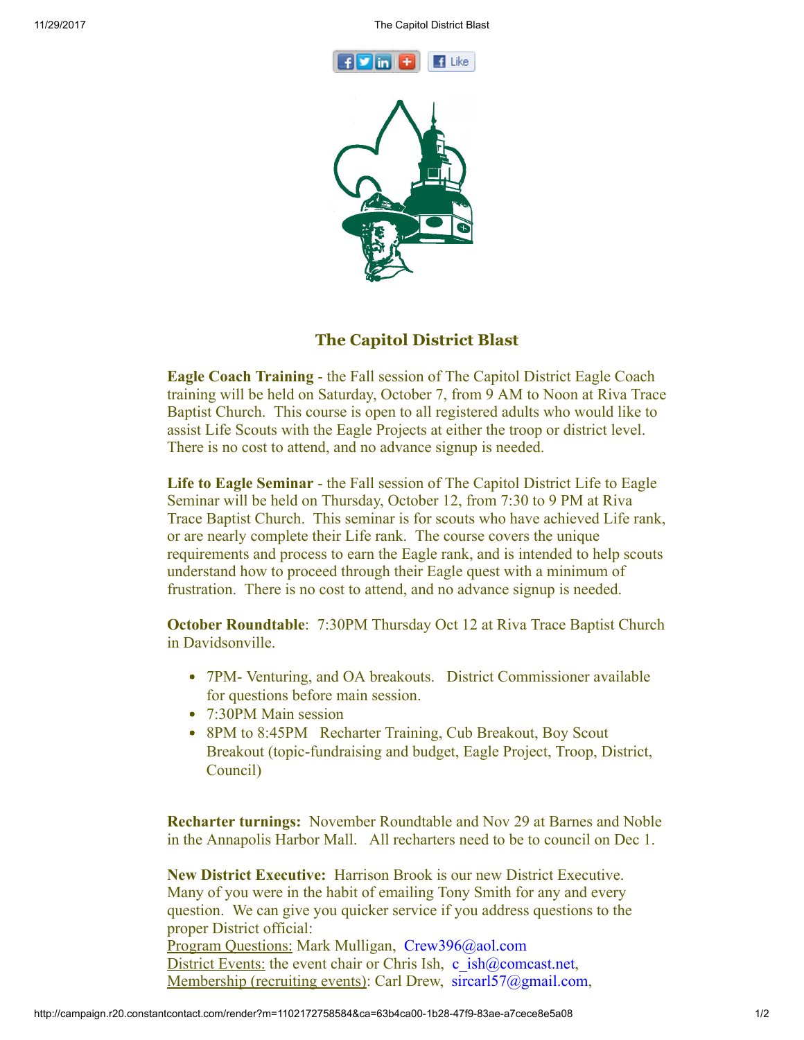## The Capitol District Blast

**Eagle Coach Training** - the Fall session of The Capitol District Eagle Coach training will be held on Saturday, October 7, from 9 AM to Noon at Riva Trace Baptist Church. This course is open to all registered adults who would like to assist Life Scouts with the Eagle Projects at either the troop or district level. There is no cost to attend, and no advance signup is needed.

**Life to Eagle Seminar** - the Fall session of The Capitol District Life to Eagle Seminar will be held on Thursday, October 12, from 7:30 to 9 PM at Riva Trace Baptist Church. This seminar is for scouts who have achieved Life rank, or are nearly complete their Life rank. The course covers the unique requirements and process to earn the Eagle rank, and is intended to help scouts understand how to proceed through their Eagle quest with a minimum of frustration. There is no cost to attend, and no advance signup is needed.

**October Roundtable**: 7:30PM Thursday Oct 12 at Riva Trace Baptist Church in Davidsonville.

- 7PM- Venturing, and OA breakouts. District Commissioner available for questions before main session.
- 7:30PM Main session
- 8PM to 8:45PM Recharter Training, Cub Breakout, Boy Scout Breakout (topic-fundraising and budget, Eagle Project, Troop, District, Council)

**Recharter turnings:** November Roundtable and Nov 29 at Barnes and Noble in the Annapolis Harbor Mall. All recharters need to be to council on Dec 1.

**New District Executive:** Harrison Brook is our new District Executive. Many of you were in the habit of emailing Tony Smith for any and every question. We can give you quicker service if you address questions to the proper District official:
Program Questions: Mark Mulligan, Crew396@aol.com
District Events: the event chair or Chris Ish, c_ish@comcast.net,
Membership (recruiting events): Carl Drew, sircarl57@gmail.com,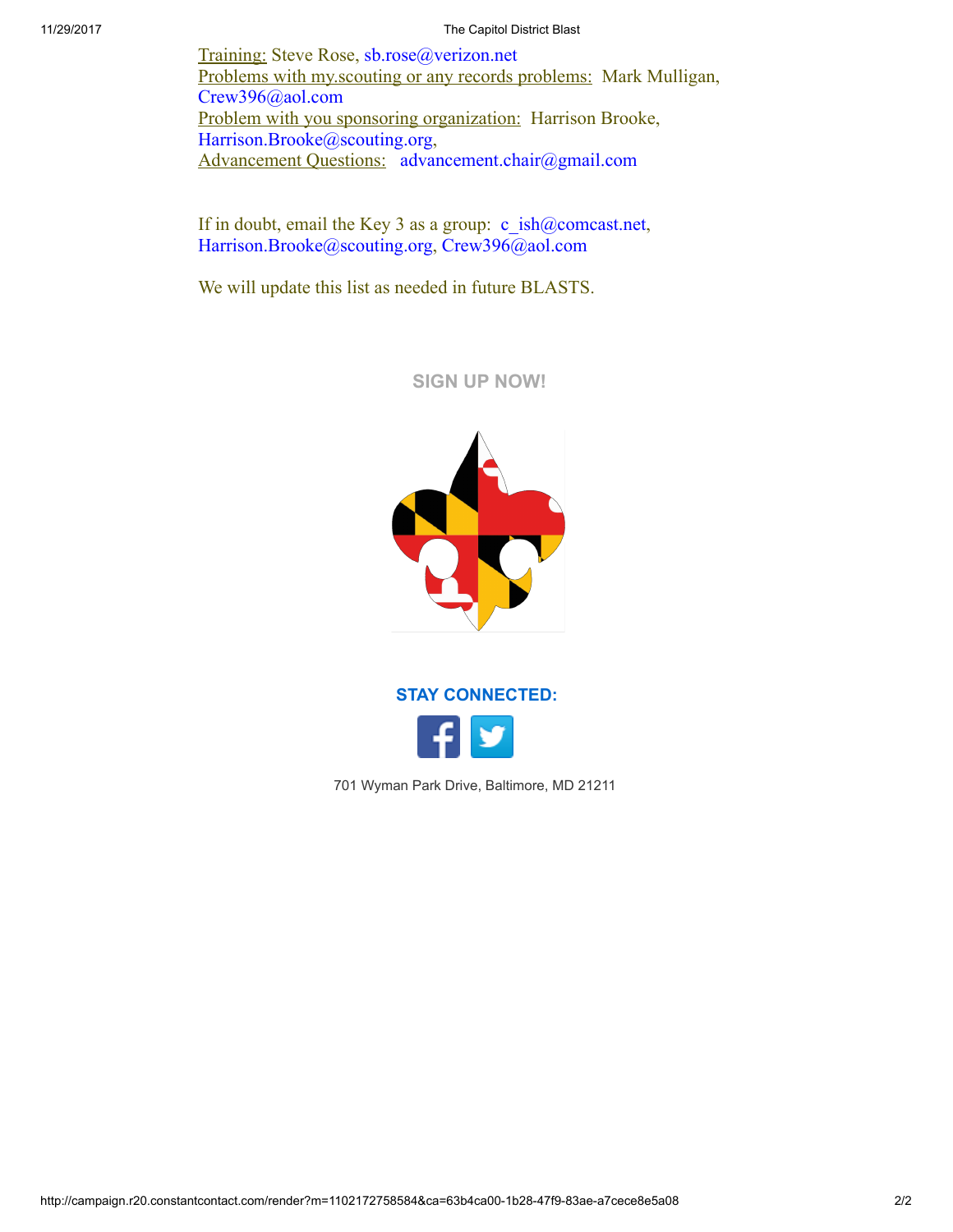Training: Steve Rose, sb.rose@verizon.net
Problems with my.scouting or any records problems: Mark Mulligan, Crew396@aol.com
Problem with you sponsoring organization: Harrison Brooke, Harrison.Brooke@scouting.org,
Advancement Questions: advancement.chair@gmail.com

If in doubt, email the Key 3 as a group: c_ish@comcast.net, Harrison.Brooke@scouting.org, Crew396@aol.com

We will update this list as needed in future BLASTS.

**SIGN UP NOW!**

**STAY CONNECTED:**

701 Wyman Park Drive, Baltimore, MD 21211